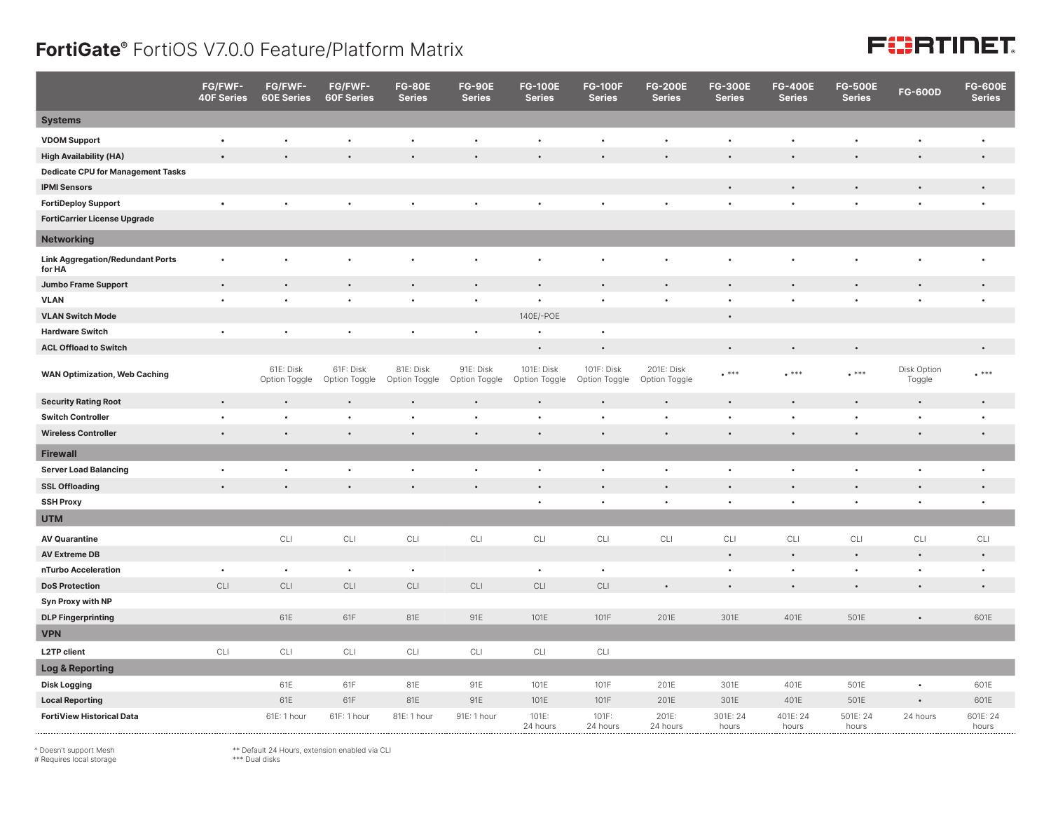# FortiGate® FortiOS V7.0.0 Feature/Platform Matrix

| | FG/FWF-40F Series | FG/FWF-60E Series | FG/FWF-60F Series | FG-80E Series | FG-90E Series | FG-100E Series | FG-100F Series | FG-200E Series | FG-300E Series | FG-400E Series | FG-500E Series | FG-600D | FG-600E Series |
|---|---|---|---|---|---|---|---|---|---|---|---|---|---|
| **Systems** | | | | | | | | | | | | | |
| **VDOM Support** | • | • | • | • | • | • | • | • | • | • | • | • | • |
| **High Availability (HA)** | • | • | • | • | • | • | • | • | • | • | • | • | • |
| **Dedicate CPU for Management Tasks** | | | | | | | | | | | | | |
| **IPMI Sensors** | | | | | | | | | • | • | • | • | • |
| **FortiDeploy Support** | • | • | • | • | • | • | • | • | • | • | • | • | • |
| **FortiCarrier License Upgrade** | | | | | | | | | | | | | |
| **Networking** | | | | | | | | | | | | | |
| **Link Aggregation/Redundant Ports for HA** | • | • | • | • | • | • | • | • | • | • | • | • | • |
| **Jumbo Frame Support** | • | • | • | • | • | • | • | • | • | • | • | • | • |
| **VLAN** | • | • | • | • | • | • | • | • | • | • | • | • | • |
| **VLAN Switch Mode** | | | | | | 140E/-POE | | | • | | | | |
| **Hardware Switch** | • | • | • | • | • | • | • | | | | | | |
| **ACL Offload to Switch** | | | | | | • | • | | • | • | • | | • |
| **WAN Optimization, Web Caching** | | 61E: Disk Option Toggle | 61F: Disk Option Toggle | 81E: Disk Option Toggle | 91E: Disk Option Toggle | 101E: Disk Option Toggle | 101F: Disk Option Toggle | 201E: Disk Option Toggle | • *** | • *** | • *** | Disk Option Toggle | • *** |
| **Security Rating Root** | • | • | • | • | • | • | • | • | • | • | • | • | • |
| **Switch Controller** | • | • | • | • | • | • | • | • | • | • | • | • | • |
| **Wireless Controller** | • | • | • | • | • | • | • | • | • | • | • | • | • |
| **Firewall** | | | | | | | | | | | | | |
| **Server Load Balancing** | • | • | • | • | • | • | • | • | • | • | • | • | • |
| **SSL Offloading** | • | • | • | • | • | • | • | • | • | • | • | • | • |
| **SSH Proxy** | | | | | | • | • | • | • | • | • | • | • |
| **UTM** | | | | | | | | | | | | | |
| **AV Quarantine** | | CLI | CLI | CLI | CLI | CLI | CLI | CLI | CLI | CLI | CLI | CLI | CLI |
| **AV Extreme DB** | | | | | | | | | • | • | • | • | • |
| **nTurbo Acceleration** | • | • | • | • | | • | • | | • | • | • | • | • |
| **DoS Protection** | CLI | CLI | CLI | CLI | CLI | CLI | CLI | • | • | • | • | • | • |
| **Syn Proxy with NP** | | | | | | | | | | | | | |
| **DLP Fingerprinting** | | 61E | 61F | 81E | 91E | 101E | 101F | 201E | 301E | 401E | 501E | • | 601E |
| **VPN** | | | | | | | | | | | | | |
| **L2TP client** | CLI | CLI | CLI | CLI | CLI | CLI | CLI | | | | | | |
| **Log & Reporting** | | | | | | | | | | | | | |
| **Disk Logging** | | 61E | 61F | 81E | 91E | 101E | 101F | 201E | 301E | 401E | 501E | • | 601E |
| **Local Reporting** | | 61E | 61F | 81E | 91E | 101E | 101F | 201E | 301E | 401E | 501E | • | 601E |
| **FortiView Historical Data** | | 61E: 1 hour | 61F: 1 hour | 81E: 1 hour | 91E: 1 hour | 101E: 24 hours | 101F: 24 hours | 201E: 24 hours | 301E: 24 hours | 401E: 24 hours | 501E: 24 hours | 24 hours | 601E: 24 hours |

^ Doesn't support Mesh
# Requires local storage

** Default 24 Hours, extension enabled via CLI
*** Dual disks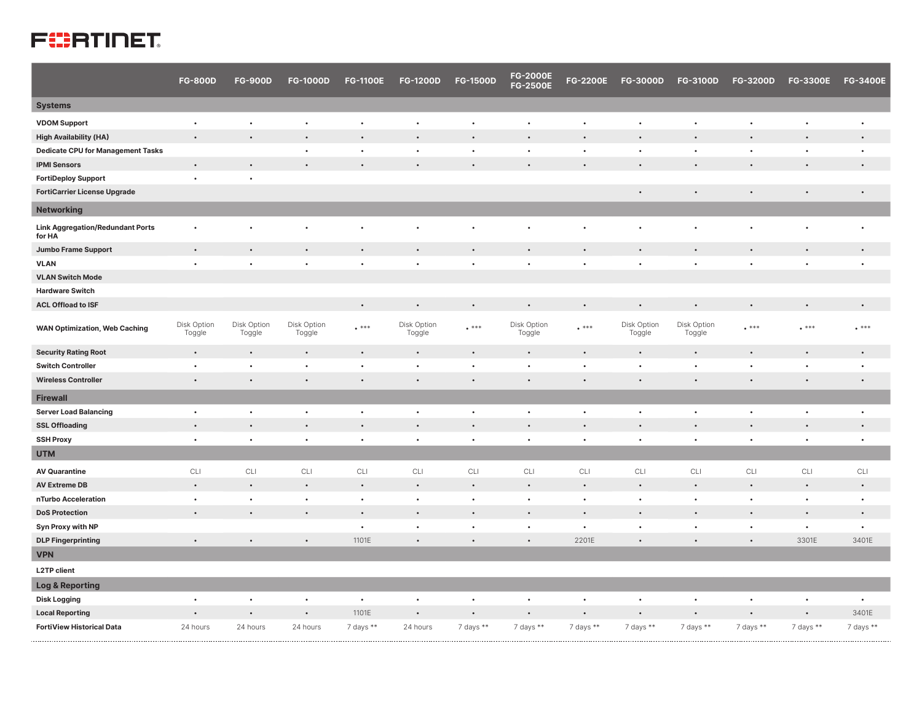| | FG-800D | FG-900D | FG-1000D | FG-1100E | FG-1200D | FG-1500D | FG-2000E FG-2500E | FG-2200E | FG-3000D | FG-3100D | FG-3200D | FG-3300E | FG-3400E |
|---|---|---|---|---|---|---|---|---|---|---|---|---|---|
| **Systems** | | | | | | | | | | | | | |
| **VDOM Support** | • | • | • | • | • | • | • | • | • | • | • | • | • |
| **High Availability (HA)** | • | • | • | • | • | • | • | • | • | • | • | • | • |
| **Dedicate CPU for Management Tasks** | | | • | • | • | • | • | • | • | • | • | • | • |
| **IPMI Sensors** | • | • | • | • | • | • | • | • | • | • | • | • | • |
| **FortiDeploy Support** | • | • | | | | | | | | | | | |
| **FortiCarrier License Upgrade** | | | | | | | | | • | • | • | • | • |
| **Networking** | | | | | | | | | | | | | |
| **Link Aggregation/Redundant Ports for HA** | • | • | • | • | • | • | • | • | • | • | • | • | • |
| **Jumbo Frame Support** | • | • | • | • | • | • | • | • | • | • | • | • | • |
| **VLAN** | • | • | • | • | • | • | • | • | • | • | • | • | • |
| **VLAN Switch Mode** | | | | | | | | | | | | | |
| **Hardware Switch** | | | | | | | | | | | | | |
| **ACL Offload to ISF** | | | | • | • | • | • | • | • | • | • | • | • |
| **WAN Optimization, Web Caching** | Disk Option Toggle | Disk Option Toggle | Disk Option Toggle | • *** | Disk Option Toggle | • *** | Disk Option Toggle | • *** | Disk Option Toggle | Disk Option Toggle | • *** | • *** | • *** |
| **Security Rating Root** | • | • | • | • | • | • | • | • | • | • | • | • | • |
| **Switch Controller** | • | • | • | • | • | • | • | • | • | • | • | • | • |
| **Wireless Controller** | • | • | • | • | • | • | • | • | • | • | • | • | • |
| **Firewall** | | | | | | | | | | | | | |
| **Server Load Balancing** | • | • | • | • | • | • | • | • | • | • | • | • | • |
| **SSL Offloading** | • | • | • | • | • | • | • | • | • | • | • | • | • |
| **SSH Proxy** | • | • | • | • | • | • | • | • | • | • | • | • | • |
| **UTM** | | | | | | | | | | | | | |
| **AV Quarantine** | CLI | CLI | CLI | CLI | CLI | CLI | CLI | CLI | CLI | CLI | CLI | CLI | CLI |
| **AV Extreme DB** | • | • | • | • | • | • | • | • | • | • | • | • | • |
| **nTurbo Acceleration** | • | • | • | • | • | • | • | • | • | • | • | • | • |
| **DoS Protection** | • | • | • | • | • | • | • | • | • | • | • | • | • |
| **Syn Proxy with NP** | | | | • | • | • | • | • | • | • | • | • | • |
| **DLP Fingerprinting** | • | • | • | 1101E | • | • | • | 2201E | • | • | • | 3301E | 3401E |
| **VPN** | | | | | | | | | | | | | |
| **L2TP client** | | | | | | | | | | | | | |
| **Log & Reporting** | | | | | | | | | | | | | |
| **Disk Logging** | • | • | • | • | • | • | • | • | • | • | • | • | • |
| **Local Reporting** | • | • | • | 1101E | • | • | • | • | • | • | • | • | 3401E |
| **FortiView Historical Data** | 24 hours | 24 hours | 24 hours | 7 days ** | 24 hours | 7 days ** | 7 days ** | 7 days ** | 7 days ** | 7 days ** | 7 days ** | 7 days ** | 7 days ** |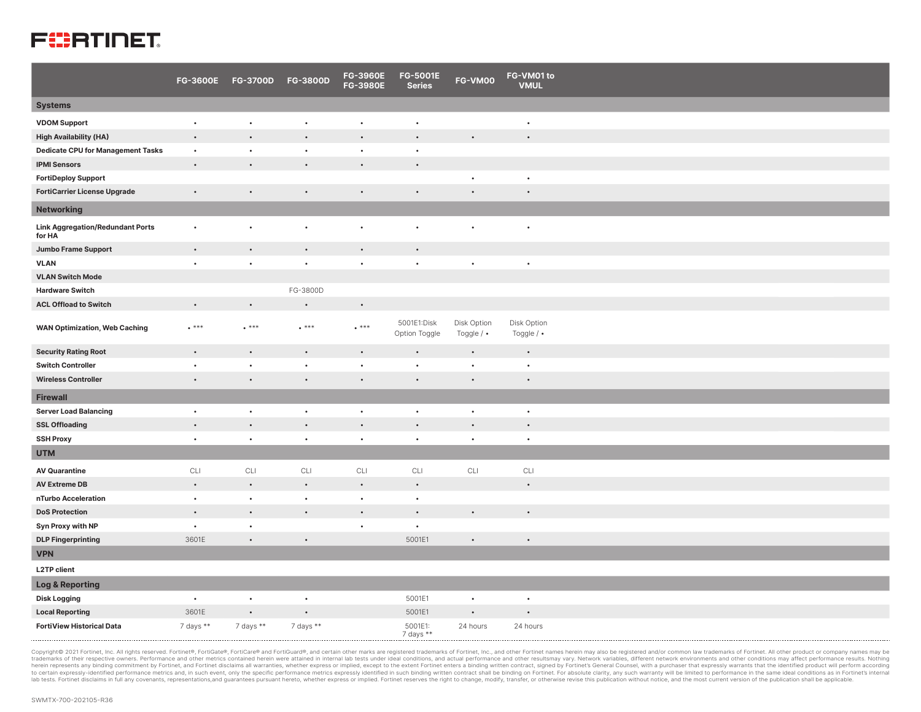| | FG-3600E | FG-3700D | FG-3800D | FG-3960E FG-3980E | FG-5001E Series | FG-VM00 | FG-VM01 to VMUL |
|---|---|---|---|---|---|---|---|
| **Systems** | | | | | | | |
| **VDOM Support** | • | • | • | • | • | | • |
| **High Availability (HA)** | • | • | • | • | • | • | • |
| **Dedicate CPU for Management Tasks** | • | • | • | • | • | | |
| **IPMI Sensors** | • | • | • | • | • | | |
| **FortiDeploy Support** | | | | | | • | • |
| **FortiCarrier License Upgrade** | • | • | • | • | • | • | • |
| **Networking** | | | | | | | |
| **Link Aggregation/Redundant Ports for HA** | • | • | • | • | • | • | • |
| **Jumbo Frame Support** | • | • | • | • | • | | |
| **VLAN** | • | • | • | • | • | • | • |
| **VLAN Switch Mode** | | | | | | | |
| **Hardware Switch** | | | FG-3800D | | | | |
| **ACL Offload to Switch** | • | • | • | • | | | |
| **WAN Optimization, Web Caching** | • *** | • *** | • *** | • *** | 5001E1:Disk Option Toggle | Disk Option Toggle / • | Disk Option Toggle / • |
| **Security Rating Root** | • | • | • | • | • | • | • |
| **Switch Controller** | • | • | • | • | • | • | • |
| **Wireless Controller** | • | • | • | • | • | • | • |
| **Firewall** | | | | | | | |
| **Server Load Balancing** | • | • | • | • | • | • | • |
| **SSL Offloading** | • | • | • | • | • | • | • |
| **SSH Proxy** | • | • | • | • | • | • | • |
| **UTM** | | | | | | | |
| **AV Quarantine** | CLI | CLI | CLI | CLI | CLI | CLI | CLI |
| **AV Extreme DB** | • | • | • | • | • | | • |
| **nTurbo Acceleration** | • | • | • | • | • | | |
| **DoS Protection** | • | • | • | • | • | • | • |
| **Syn Proxy with NP** | • | • | | • | • | | |
| **DLP Fingerprinting** | 3601E | • | • | | 5001E1 | • | • |
| **VPN** | | | | | | | |
| **L2TP client** | | | | | | | |
| **Log & Reporting** | | | | | | | |
| **Disk Logging** | • | • | • | | 5001E1 | • | • |
| **Local Reporting** | 3601E | • | • | | 5001E1 | • | • |
| **FortiView Historical Data** | 7 days ** | 7 days ** | 7 days ** | | 5001E1: 7 days ** | 24 hours | 24 hours |

Copyright© 2021 Fortinet, Inc. All rights reserved. Fortinet®, FortiGate®, FortiCare® and FortiGuard®, and certain other marks are registered trademarks of Fortinet, Inc., and other Fortinet names herein may also be registered and/or common law trademarks of Fortinet. All other product or company names may be trademarks of their respective owners. Performance and other metrics contained herein were attained in internal lab tests under ideal conditions, and actual performance and other resultsmay vary. Network variables, different network environments and other conditions may affect performance results. Nothing herein represents any binding commitment by Fortinet, and Fortinet disclaims all warranties, whether express or implied, except to the extent Fortinet enters a binding written contract, signed by Fortinet's General Counsel, with a purchaser that expressly warrants that the identified product will perform according to certain expressly-identified performance metrics and, in such event, only the specific performance metrics expressly identified in such binding written contract shall be binding on Fortinet. For absolute clarity, any such warranty will be limited to performance in the same ideal conditions as in Fortinet's internal lab tests. Fortinet disclaims in full any covenants, representations,and guarantees pursuant hereto, whether express or implied. Fortinet reserves the right to change, modify, transfer, or otherwise revise this publication without notice, and the most current version of the publication shall be applicable.

SWMTX-700-202105-R36